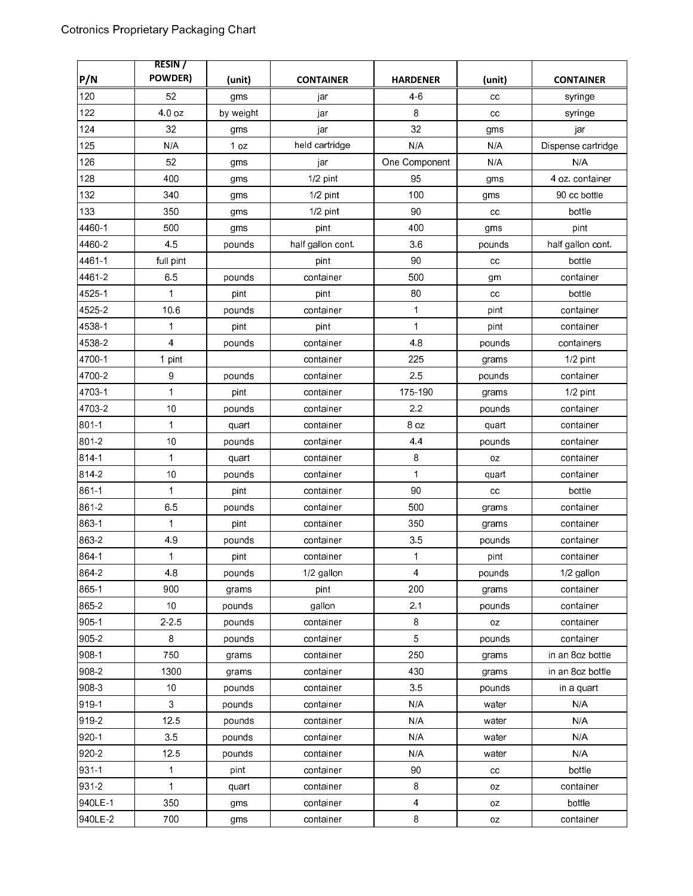Cotronics Proprietary Packaging Chart

| P/N | RESIN / POWDER) | (unit) | CONTAINER | HARDENER | (unit) | CONTAINER |
|---|---|---|---|---|---|---|
| 120 | 52 | gms | jar | 4-6 | cc | syringe |
| 122 | 4.0 oz | by weight | jar | 8 | cc | syringe |
| 124 | 32 | gms | jar | 32 | gms | jar |
| 125 | N/A | 1 oz | held cartridge | N/A | N/A | Dispense cartridge |
| 126 | 52 | gms | jar | One Component | N/A | N/A |
| 128 | 400 | gms | 1/2 pint | 95 | gms | 4 oz. container |
| 132 | 340 | gms | 1/2 pint | 100 | gms | 90 cc bottle |
| 133 | 350 | gms | 1/2 pint | 90 | cc | bottle |
| 4460-1 | 500 | gms | pint | 400 | gms | pint |
| 4460-2 | 4.5 | pounds | half gallon cont. | 3.6 | pounds | half gallon cont. |
| 4461-1 | full pint | | pint | 90 | cc | bottle |
| 4461-2 | 6.5 | pounds | container | 500 | gm | container |
| 4525-1 | 1 | pint | pint | 80 | cc | bottle |
| 4525-2 | 10.6 | pounds | container | 1 | pint | container |
| 4538-1 | 1 | pint | pint | 1 | pint | container |
| 4538-2 | 4 | pounds | container | 4.8 | pounds | containers |
| 4700-1 | 1 pint | | container | 225 | grams | 1/2 pint |
| 4700-2 | 9 | pounds | container | 2.5 | pounds | container |
| 4703-1 | 1 | pint | container | 175-190 | grams | 1/2 pint |
| 4703-2 | 10 | pounds | container | 2.2 | pounds | container |
| 801-1 | 1 | quart | container | 8 oz | quart | container |
| 801-2 | 10 | pounds | container | 4.4 | pounds | container |
| 814-1 | 1 | quart | container | 8 | oz | container |
| 814-2 | 10 | pounds | container | 1 | quart | container |
| 861-1 | 1 | pint | container | 90 | cc | bottle |
| 861-2 | 6.5 | pounds | container | 500 | grams | container |
| 863-1 | 1 | pint | container | 350 | grams | container |
| 863-2 | 4.9 | pounds | container | 3.5 | pounds | container |
| 864-1 | 1 | pint | container | 1 | pint | container |
| 864-2 | 4.8 | pounds | 1/2 gallon | 4 | pounds | 1/2 gallon |
| 865-1 | 900 | grams | pint | 200 | grams | container |
| 865-2 | 10 | pounds | gallon | 2.1 | pounds | container |
| 905-1 | 2-2.5 | pounds | container | 8 | oz | container |
| 905-2 | 8 | pounds | container | 5 | pounds | container |
| 908-1 | 750 | grams | container | 250 | grams | in an 8oz bottle |
| 908-2 | 1300 | grams | container | 430 | grams | in an 8oz bottle |
| 908-3 | 10 | pounds | container | 3.5 | pounds | in a quart |
| 919-1 | 3 | pounds | container | N/A | water | N/A |
| 919-2 | 12.5 | pounds | container | N/A | water | N/A |
| 920-1 | 3.5 | pounds | container | N/A | water | N/A |
| 920-2 | 12.5 | pounds | container | N/A | water | N/A |
| 931-1 | 1 | pint | container | 90 | cc | bottle |
| 931-2 | 1 | quart | container | 8 | oz | container |
| 940LE-1 | 350 | gms | container | 4 | oz | bottle |
| 940LE-2 | 700 | gms | container | 8 | oz | container |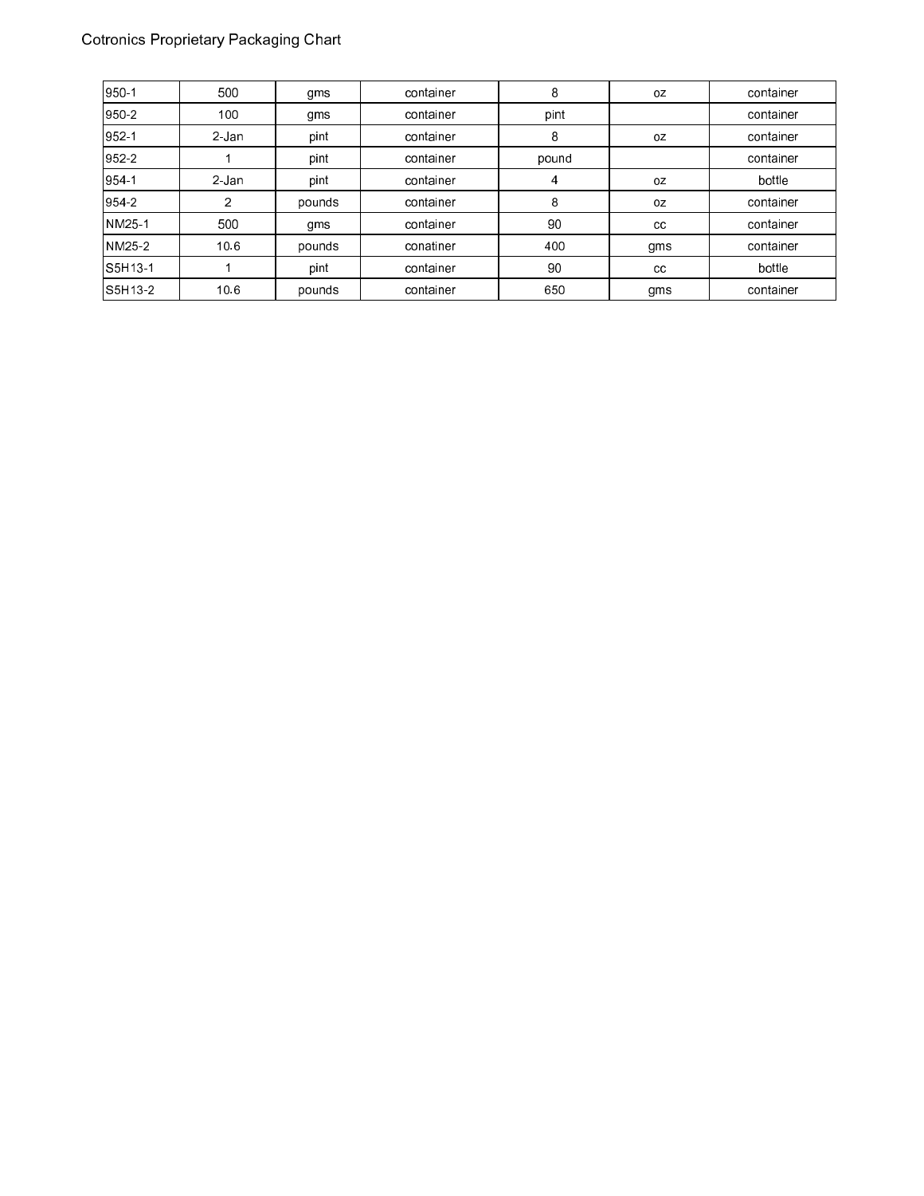Cotronics Proprietary Packaging Chart

| | | | | | | |
|---|---|---|---|---|---|---|
| 950-1 | 500 | gms | container | 8 | oz | container |
| 950-2 | 100 | gms | container | pint | | container |
| 952-1 | 2-Jan | pint | container | 8 | oz | container |
| 952-2 | 1 | pint | container | pound | | container |
| 954-1 | 2-Jan | pint | container | 4 | oz | bottle |
| 954-2 | 2 | pounds | container | 8 | oz | container |
| NM25-1 | 500 | gms | container | 90 | cc | container |
| NM25-2 | 10.6 | pounds | conatiner | 400 | gms | container |
| S5H13-1 | 1 | pint | container | 90 | cc | bottle |
| S5H13-2 | 10.6 | pounds | container | 650 | gms | container |